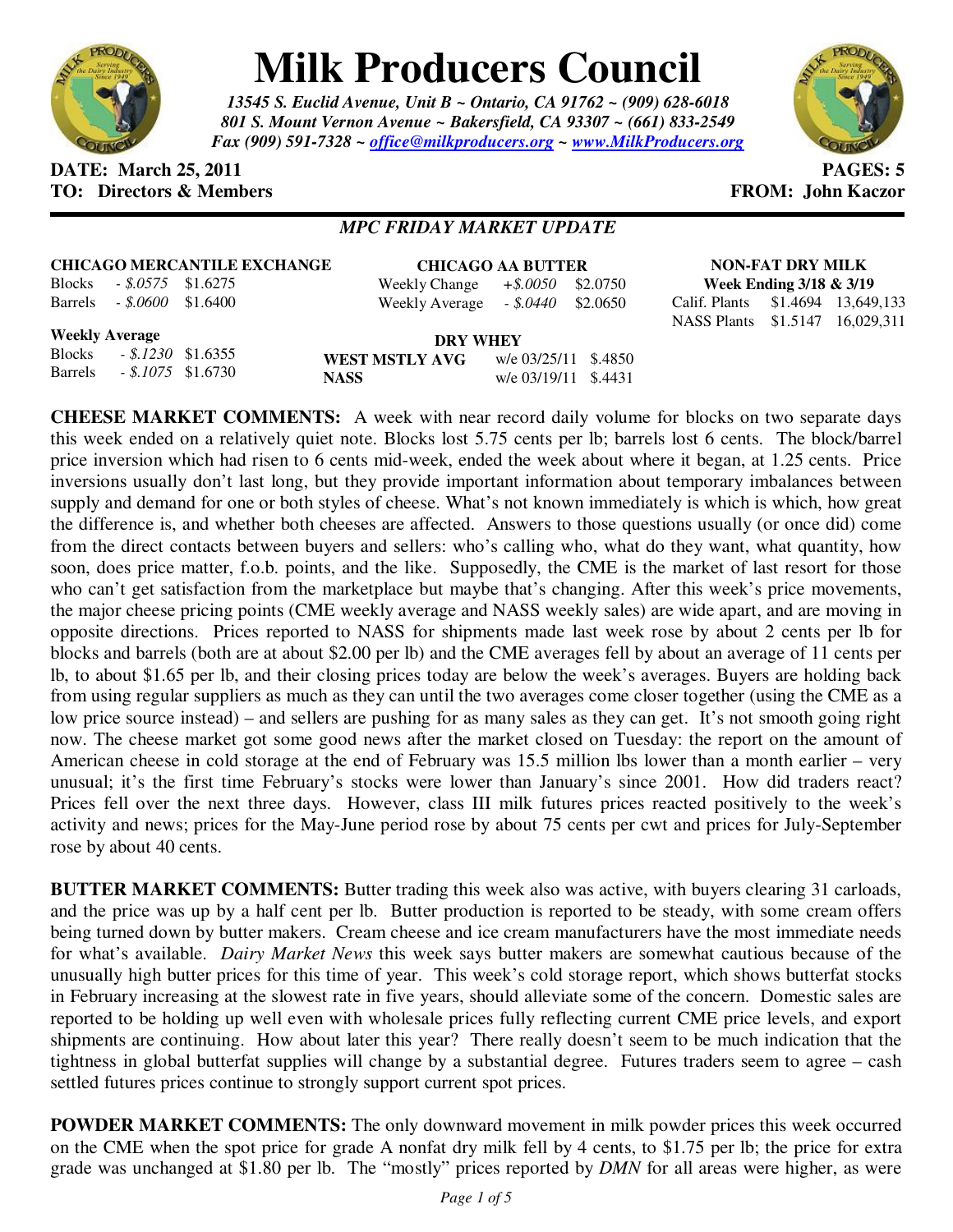# Milk Producers Council

*13545 S. Euclid Avenue, Unit B ~ Ontario, CA 91762 ~ (909) 628-6018*
*801 S. Mount Vernon Avenue ~ Bakersfield, CA 93307 ~ (661) 833-2549*
*Fax (909) 591-7328 ~ office@milkproducers.org ~ www.MilkProducers.org*

**DATE: March 25, 2011** **PAGES: 5**
**TO: Directors & Members** **FROM: John Kaczor**

## *MPC FRIDAY MARKET UPDATE*

**CHICAGO MERCANTILE EXCHANGE**

| | | |
|---|---|---|
| Blocks | *- $.0575* | $1.6275 |
| Barrels | *- $.0600* | $1.6400 |

**Weekly Average**

| | | |
|---|---|---|
| Blocks | *- $.1230* | $1.6355 |
| Barrels | *- $.1075* | $1.6730 |

**CHICAGO AA BUTTER**

| | | |
|---|---|---|
| Weekly Change | *+$.0050* | $2.0750 |
| Weekly Average | *- $.0440* | $2.0650 |

**DRY WHEY**

| | | |
|---|---|---|
| **WEST MSTLY AVG** | w/e 03/25/11 | $.4850 |
| **NASS** | w/e 03/19/11 | $.4431 |

**NON-FAT DRY MILK**
**Week Ending 3/18 & 3/19**

| | | |
|---|---|---|
| Calif. Plants | $1.4694 | 13,649,133 |
| NASS Plants | $1.5147 | 16,029,311 |

**CHEESE MARKET COMMENTS:** A week with near record daily volume for blocks on two separate days this week ended on a relatively quiet note. Blocks lost 5.75 cents per lb; barrels lost 6 cents. The block/barrel price inversion which had risen to 6 cents mid-week, ended the week about where it began, at 1.25 cents. Price inversions usually don't last long, but they provide important information about temporary imbalances between supply and demand for one or both styles of cheese. What's not known immediately is which is which, how great the difference is, and whether both cheeses are affected. Answers to those questions usually (or once did) come from the direct contacts between buyers and sellers: who's calling who, what do they want, what quantity, how soon, does price matter, f.o.b. points, and the like. Supposedly, the CME is the market of last resort for those who can't get satisfaction from the marketplace but maybe that's changing. After this week's price movements, the major cheese pricing points (CME weekly average and NASS weekly sales) are wide apart, and are moving in opposite directions. Prices reported to NASS for shipments made last week rose by about 2 cents per lb for blocks and barrels (both are at about $2.00 per lb) and the CME averages fell by about an average of 11 cents per lb, to about $1.65 per lb, and their closing prices today are below the week's averages. Buyers are holding back from using regular suppliers as much as they can until the two averages come closer together (using the CME as a low price source instead) – and sellers are pushing for as many sales as they can get. It's not smooth going right now. The cheese market got some good news after the market closed on Tuesday: the report on the amount of American cheese in cold storage at the end of February was 15.5 million lbs lower than a month earlier – very unusual; it's the first time February's stocks were lower than January's since 2001. How did traders react? Prices fell over the next three days. However, class III milk futures prices reacted positively to the week's activity and news; prices for the May-June period rose by about 75 cents per cwt and prices for July-September rose by about 40 cents.

**BUTTER MARKET COMMENTS:** Butter trading this week also was active, with buyers clearing 31 carloads, and the price was up by a half cent per lb. Butter production is reported to be steady, with some cream offers being turned down by butter makers. Cream cheese and ice cream manufacturers have the most immediate needs for what's available. *Dairy Market News* this week says butter makers are somewhat cautious because of the unusually high butter prices for this time of year. This week's cold storage report, which shows butterfat stocks in February increasing at the slowest rate in five years, should alleviate some of the concern. Domestic sales are reported to be holding up well even with wholesale prices fully reflecting current CME price levels, and export shipments are continuing. How about later this year? There really doesn't seem to be much indication that the tightness in global butterfat supplies will change by a substantial degree. Futures traders seem to agree – cash settled futures prices continue to strongly support current spot prices.

**POWDER MARKET COMMENTS:** The only downward movement in milk powder prices this week occurred on the CME when the spot price for grade A nonfat dry milk fell by 4 cents, to $1.75 per lb; the price for extra grade was unchanged at $1.80 per lb. The "mostly" prices reported by *DMN* for all areas were higher, as were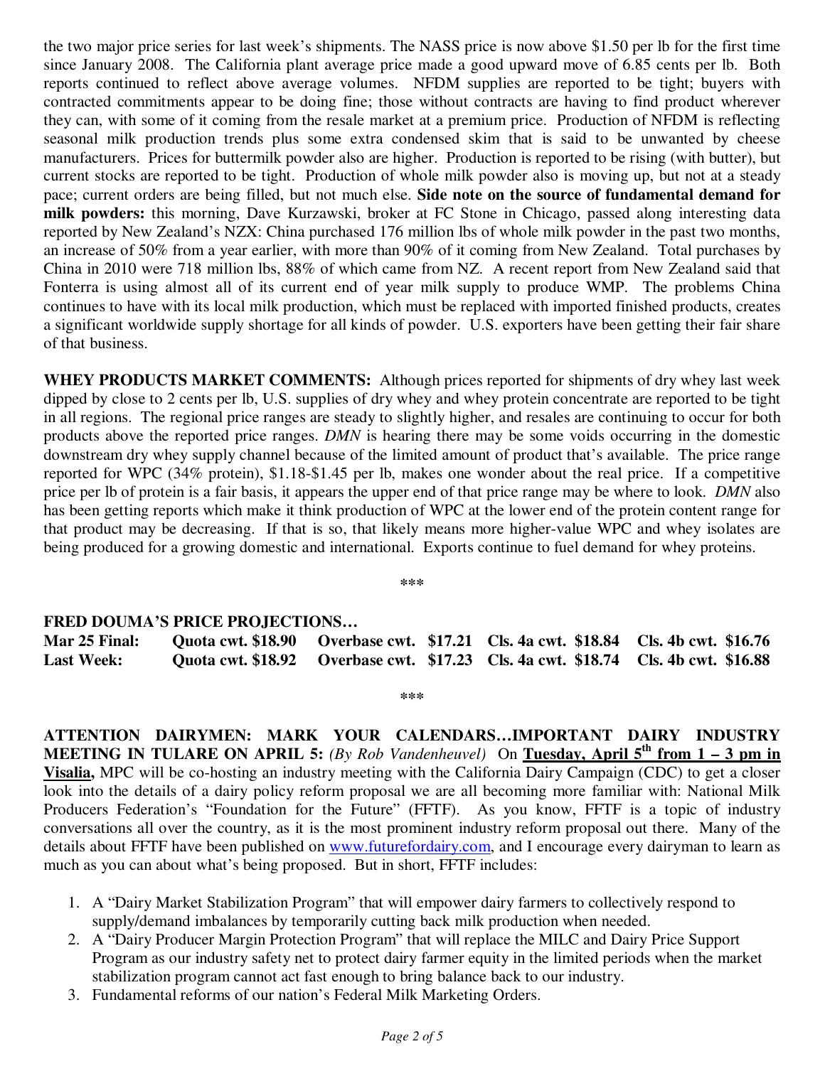the two major price series for last week's shipments. The NASS price is now above $1.50 per lb for the first time since January 2008. The California plant average price made a good upward move of 6.85 cents per lb. Both reports continued to reflect above average volumes. NFDM supplies are reported to be tight; buyers with contracted commitments appear to be doing fine; those without contracts are having to find product wherever they can, with some of it coming from the resale market at a premium price. Production of NFDM is reflecting seasonal milk production trends plus some extra condensed skim that is said to be unwanted by cheese manufacturers. Prices for buttermilk powder also are higher. Production is reported to be rising (with butter), but current stocks are reported to be tight. Production of whole milk powder also is moving up, but not at a steady pace; current orders are being filled, but not much else. **Side note on the source of fundamental demand for milk powders:** this morning, Dave Kurzawski, broker at FC Stone in Chicago, passed along interesting data reported by New Zealand's NZX: China purchased 176 million lbs of whole milk powder in the past two months, an increase of 50% from a year earlier, with more than 90% of it coming from New Zealand. Total purchases by China in 2010 were 718 million lbs, 88% of which came from NZ. A recent report from New Zealand said that Fonterra is using almost all of its current end of year milk supply to produce WMP. The problems China continues to have with its local milk production, which must be replaced with imported finished products, creates a significant worldwide supply shortage for all kinds of powder. U.S. exporters have been getting their fair share of that business.

**WHEY PRODUCTS MARKET COMMENTS:** Although prices reported for shipments of dry whey last week dipped by close to 2 cents per lb, U.S. supplies of dry whey and whey protein concentrate are reported to be tight in all regions. The regional price ranges are steady to slightly higher, and resales are continuing to occur for both products above the reported price ranges. *DMN* is hearing there may be some voids occurring in the domestic downstream dry whey supply channel because of the limited amount of product that's available. The price range reported for WPC (34% protein), $1.18-$1.45 per lb, makes one wonder about the real price. If a competitive price per lb of protein is a fair basis, it appears the upper end of that price range may be where to look. *DMN* also has been getting reports which make it think production of WPC at the lower end of the protein content range for that product may be decreasing. If that is so, that likely means more higher-value WPC and whey isolates are being produced for a growing domestic and international. Exports continue to fuel demand for whey proteins.

\*\*\*

**FRED DOUMA'S PRICE PROJECTIONS…**

| | | | | |
|---|---|---|---|---|
| **Mar 25 Final:** | **Quota cwt. $18.90** | **Overbase cwt. $17.21** | **Cls. 4a cwt. $18.84** | **Cls. 4b cwt. $16.76** |
| **Last Week:** | **Quota cwt. $18.92** | **Overbase cwt. $17.23** | **Cls. 4a cwt. $18.74** | **Cls. 4b cwt. $16.88** |

\*\*\*

**ATTENTION DAIRYMEN: MARK YOUR CALENDARS…IMPORTANT DAIRY INDUSTRY MEETING IN TULARE ON APRIL 5:** *(By Rob Vandenheuvel)* On **Tuesday, April 5th from 1 – 3 pm in Visalia,** MPC will be co-hosting an industry meeting with the California Dairy Campaign (CDC) to get a closer look into the details of a dairy policy reform proposal we are all becoming more familiar with: National Milk Producers Federation's "Foundation for the Future" (FFTF). As you know, FFTF is a topic of industry conversations all over the country, as it is the most prominent industry reform proposal out there. Many of the details about FFTF have been published on www.futurefordairy.com, and I encourage every dairyman to learn as much as you can about what's being proposed. But in short, FFTF includes:

1. A "Dairy Market Stabilization Program" that will empower dairy farmers to collectively respond to supply/demand imbalances by temporarily cutting back milk production when needed.
2. A "Dairy Producer Margin Protection Program" that will replace the MILC and Dairy Price Support Program as our industry safety net to protect dairy farmer equity in the limited periods when the market stabilization program cannot act fast enough to bring balance back to our industry.
3. Fundamental reforms of our nation's Federal Milk Marketing Orders.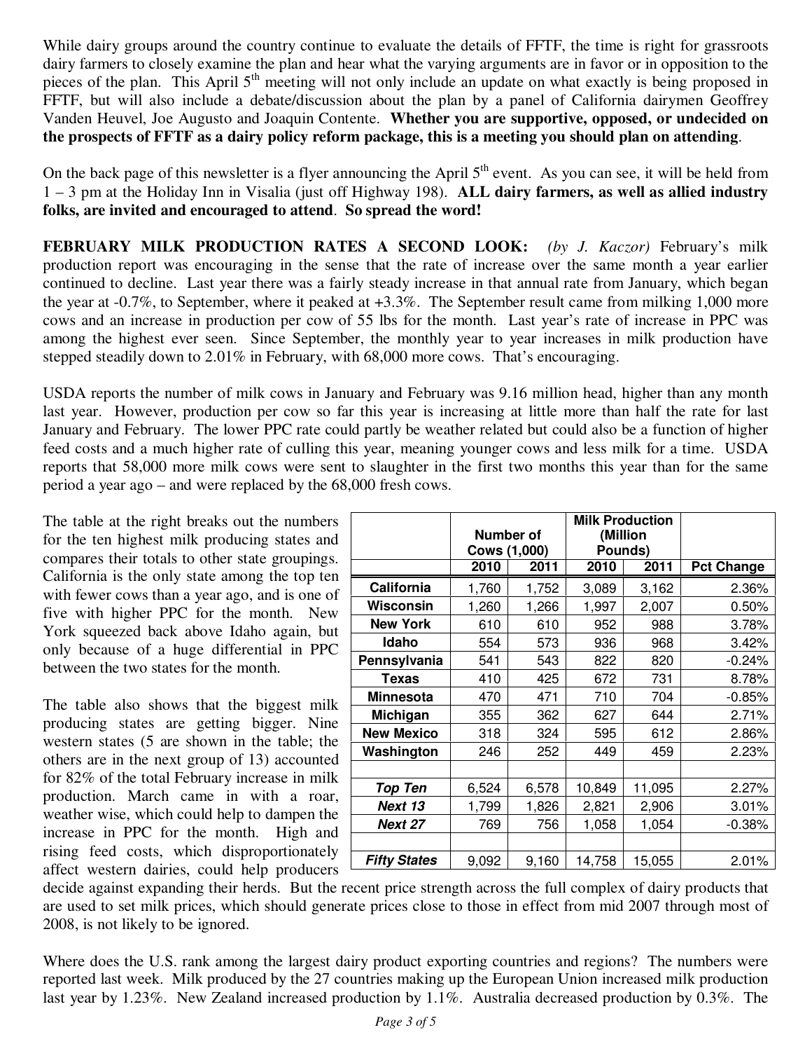While dairy groups around the country continue to evaluate the details of FFTF, the time is right for grassroots dairy farmers to closely examine the plan and hear what the varying arguments are in favor or in opposition to the pieces of the plan. This April 5th meeting will not only include an update on what exactly is being proposed in FFTF, but will also include a debate/discussion about the plan by a panel of California dairymen Geoffrey Vanden Heuvel, Joe Augusto and Joaquin Contente. **Whether you are supportive, opposed, or undecided on the prospects of FFTF as a dairy policy reform package, this is a meeting you should plan on attending**.

On the back page of this newsletter is a flyer announcing the April 5th event. As you can see, it will be held from 1 – 3 pm at the Holiday Inn in Visalia (just off Highway 198). **ALL dairy farmers, as well as allied industry folks, are invited and encouraged to attend**. **So spread the word!**

**FEBRUARY MILK PRODUCTION RATES A SECOND LOOK:** *(by J. Kaczor)* February's milk production report was encouraging in the sense that the rate of increase over the same month a year earlier continued to decline. Last year there was a fairly steady increase in that annual rate from January, which began the year at -0.7%, to September, where it peaked at +3.3%. The September result came from milking 1,000 more cows and an increase in production per cow of 55 lbs for the month. Last year's rate of increase in PPC was among the highest ever seen. Since September, the monthly year to year increases in milk production have stepped steadily down to 2.01% in February, with 68,000 more cows. That's encouraging.

USDA reports the number of milk cows in January and February was 9.16 million head, higher than any month last year. However, production per cow so far this year is increasing at little more than half the rate for last January and February. The lower PPC rate could partly be weather related but could also be a function of higher feed costs and a much higher rate of culling this year, meaning younger cows and less milk for a time. USDA reports that 58,000 more milk cows were sent to slaughter in the first two months this year than for the same period a year ago – and were replaced by the 68,000 fresh cows.

The table at the right breaks out the numbers for the ten highest milk producing states and compares their totals to other state groupings. California is the only state among the top ten with fewer cows than a year ago, and is one of five with higher PPC for the month. New York squeezed back above Idaho again, but only because of a huge differential in PPC between the two states for the month.

| | Number of Cows (1,000) | | Milk Production (Million Pounds) | | |
|---|---|---|---|---|---|
| | 2010 | 2011 | 2010 | 2011 | Pct Change |
| **California** | 1,760 | 1,752 | 3,089 | 3,162 | 2.36% |
| **Wisconsin** | 1,260 | 1,266 | 1,997 | 2,007 | 0.50% |
| **New York** | 610 | 610 | 952 | 988 | 3.78% |
| **Idaho** | 554 | 573 | 936 | 968 | 3.42% |
| **Pennsylvania** | 541 | 543 | 822 | 820 | -0.24% |
| **Texas** | 410 | 425 | 672 | 731 | 8.78% |
| **Minnesota** | 470 | 471 | 710 | 704 | -0.85% |
| **Michigan** | 355 | 362 | 627 | 644 | 2.71% |
| **New Mexico** | 318 | 324 | 595 | 612 | 2.86% |
| **Washington** | 246 | 252 | 449 | 459 | 2.23% |
| | | | | | |
| ***Top Ten*** | 6,524 | 6,578 | 10,849 | 11,095 | 2.27% |
| ***Next 13*** | 1,799 | 1,826 | 2,821 | 2,906 | 3.01% |
| ***Next 27*** | 769 | 756 | 1,058 | 1,054 | -0.38% |
| | | | | | |
| ***Fifty States*** | 9,092 | 9,160 | 14,758 | 15,055 | 2.01% |

The table also shows that the biggest milk producing states are getting bigger. Nine western states (5 are shown in the table; the others are in the next group of 13) accounted for 82% of the total February increase in milk production. March came in with a roar, weather wise, which could help to dampen the increase in PPC for the month. High and rising feed costs, which disproportionately affect western dairies, could help producers decide against expanding their herds. But the recent price strength across the full complex of dairy products that are used to set milk prices, which should generate prices close to those in effect from mid 2007 through most of 2008, is not likely to be ignored.

Where does the U.S. rank among the largest dairy product exporting countries and regions? The numbers were reported last week. Milk produced by the 27 countries making up the European Union increased milk production last year by 1.23%. New Zealand increased production by 1.1%. Australia decreased production by 0.3%. The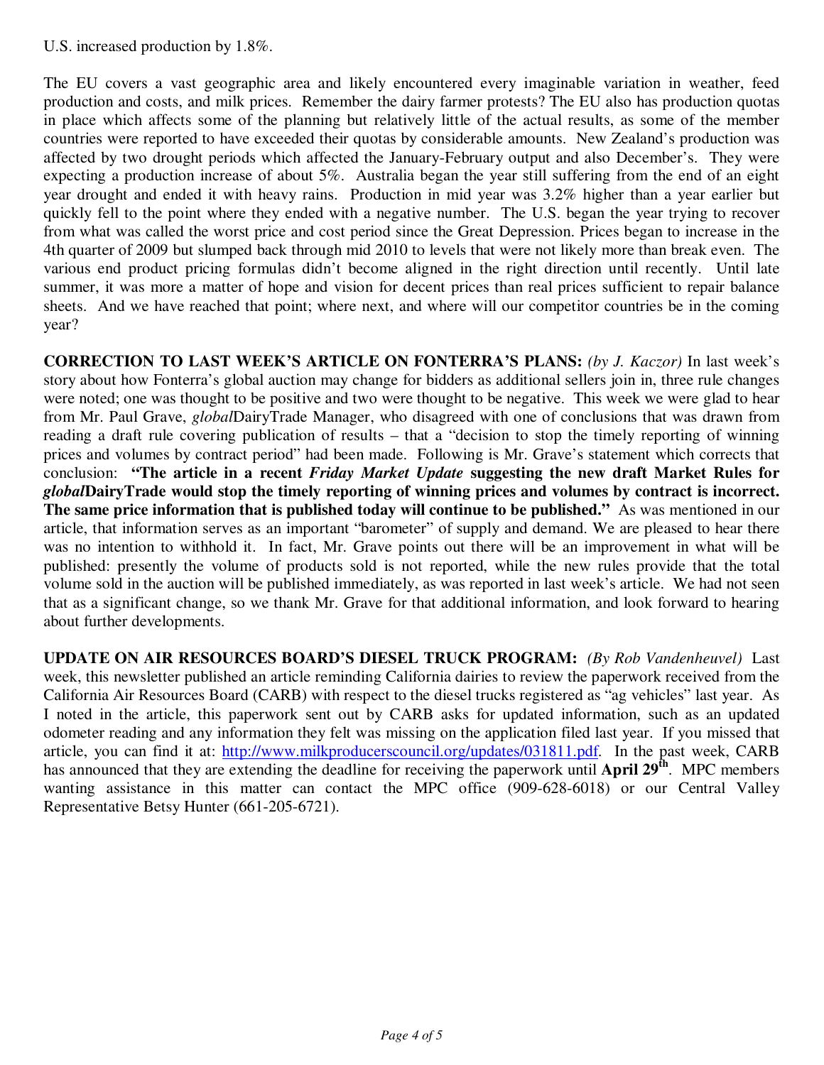U.S. increased production by 1.8%.

The EU covers a vast geographic area and likely encountered every imaginable variation in weather, feed production and costs, and milk prices. Remember the dairy farmer protests? The EU also has production quotas in place which affects some of the planning but relatively little of the actual results, as some of the member countries were reported to have exceeded their quotas by considerable amounts. New Zealand's production was affected by two drought periods which affected the January-February output and also December's. They were expecting a production increase of about 5%. Australia began the year still suffering from the end of an eight year drought and ended it with heavy rains. Production in mid year was 3.2% higher than a year earlier but quickly fell to the point where they ended with a negative number. The U.S. began the year trying to recover from what was called the worst price and cost period since the Great Depression. Prices began to increase in the 4th quarter of 2009 but slumped back through mid 2010 to levels that were not likely more than break even. The various end product pricing formulas didn't become aligned in the right direction until recently. Until late summer, it was more a matter of hope and vision for decent prices than real prices sufficient to repair balance sheets. And we have reached that point; where next, and where will our competitor countries be in the coming year?

**CORRECTION TO LAST WEEK'S ARTICLE ON FONTERRA'S PLANS:** *(by J. Kaczor)* In last week's story about how Fonterra's global auction may change for bidders as additional sellers join in, three rule changes were noted; one was thought to be positive and two were thought to be negative. This week we were glad to hear from Mr. Paul Grave, *global*DairyTrade Manager, who disagreed with one of conclusions that was drawn from reading a draft rule covering publication of results – that a "decision to stop the timely reporting of winning prices and volumes by contract period" had been made. Following is Mr. Grave's statement which corrects that conclusion: **"The article in a recent *Friday Market Update* suggesting the new draft Market Rules for *global*DairyTrade would stop the timely reporting of winning prices and volumes by contract is incorrect. The same price information that is published today will continue to be published."** As was mentioned in our article, that information serves as an important "barometer" of supply and demand. We are pleased to hear there was no intention to withhold it. In fact, Mr. Grave points out there will be an improvement in what will be published: presently the volume of products sold is not reported, while the new rules provide that the total volume sold in the auction will be published immediately, as was reported in last week's article. We had not seen that as a significant change, so we thank Mr. Grave for that additional information, and look forward to hearing about further developments.

**UPDATE ON AIR RESOURCES BOARD'S DIESEL TRUCK PROGRAM:** *(By Rob Vandenheuvel)* Last week, this newsletter published an article reminding California dairies to review the paperwork received from the California Air Resources Board (CARB) with respect to the diesel trucks registered as "ag vehicles" last year. As I noted in the article, this paperwork sent out by CARB asks for updated information, such as an updated odometer reading and any information they felt was missing on the application filed last year. If you missed that article, you can find it at: http://www.milkproducerscouncil.org/updates/031811.pdf. In the past week, CARB has announced that they are extending the deadline for receiving the paperwork until **April 29th**. MPC members wanting assistance in this matter can contact the MPC office (909-628-6018) or our Central Valley Representative Betsy Hunter (661-205-6721).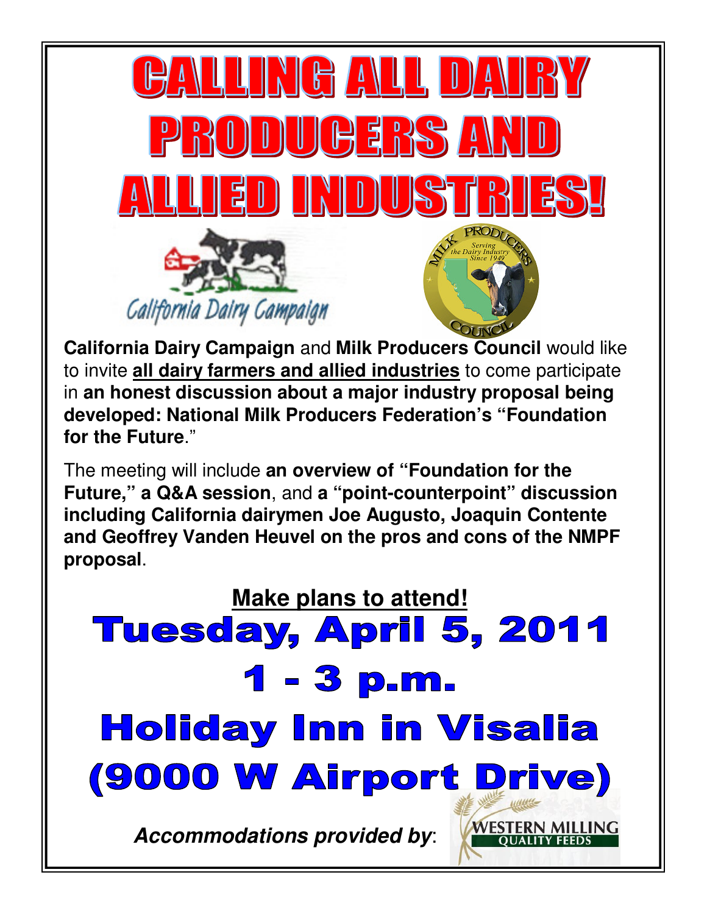# CALLING ALL DAIRY PRODUCERS AND ALLIED INDUSTRIES!

California Dairy Campaign

MILK PRODUCERS COUNCIL
Serving the Dairy Industry Since 1949

**California Dairy Campaign** and **Milk Producers Council** would like to invite **all dairy farmers and allied industries** to come participate in **an honest discussion about a major industry proposal being developed: National Milk Producers Federation's "Foundation for the Future**."

The meeting will include **an overview of "Foundation for the Future," a Q&A session**, and **a "point-counterpoint" discussion including California dairymen Joe Augusto, Joaquin Contente and Geoffrey Vanden Heuvel on the pros and cons of the NMPF proposal**.

## Make plans to attend!

# Tuesday, April 5, 2011

# 1 - 3 p.m.

# Holiday Inn in Visalia

# (9000 W Airport Drive)

***Accommodations provided by***:

WESTERN MILLING
QUALITY FEEDS